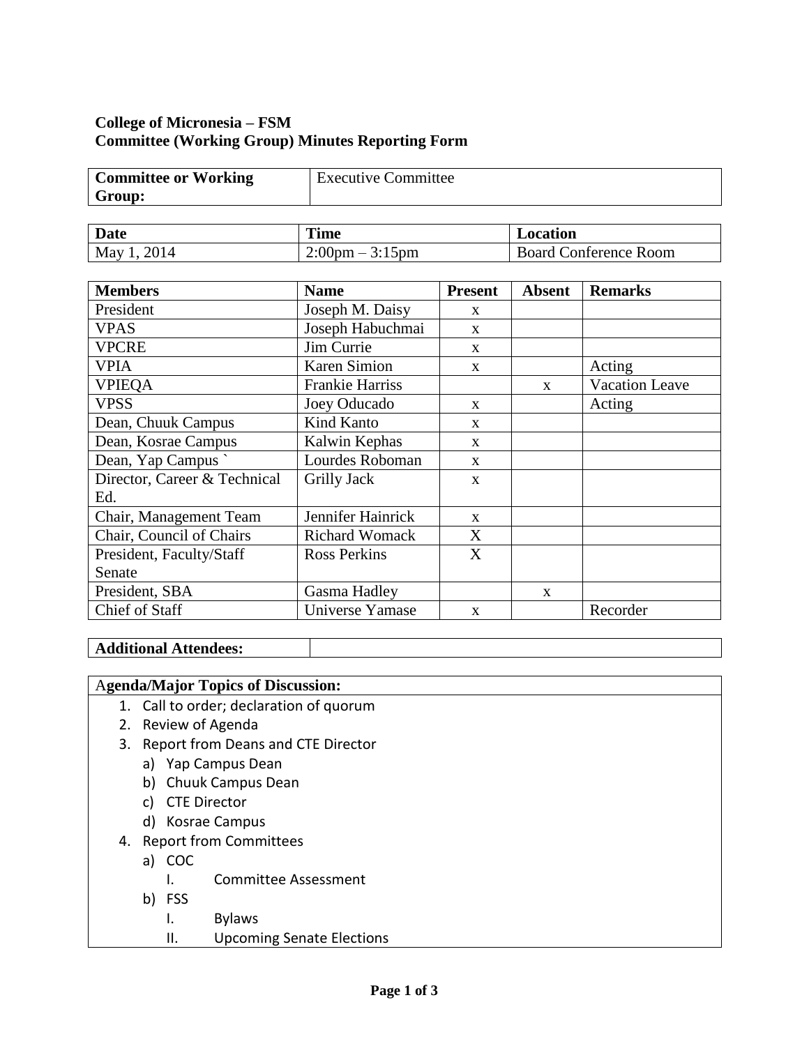**College of Micronesia – FSM**
**Committee (Working Group) Minutes Reporting Form**

| **Committee or Working Group:** | Executive Committee |
|---|---|

| **Date** | **Time** | **Location** |
|---|---|---|
| May 1, 2014 | 2:00pm – 3:15pm | Board Conference Room |

| **Members** | **Name** | **Present** | **Absent** | **Remarks** |
|---|---|---|---|---|
| President | Joseph M. Daisy | x | | |
| VPAS | Joseph Habuchmai | x | | |
| VPCRE | Jim Currie | x | | |
| VPIA | Karen Simion | x | | Acting |
| VPIEQA | Frankie Harriss | | x | Vacation Leave |
| VPSS | Joey Oducado | x | | Acting |
| Dean, Chuuk Campus | Kind Kanto | x | | |
| Dean, Kosrae Campus | Kalwin Kephas | x | | |
| Dean, Yap Campus ` | Lourdes Roboman | x | | |
| Director, Career & Technical Ed. | Grilly Jack | x | | |
| Chair, Management Team | Jennifer Hainrick | x | | |
| Chair, Council of Chairs | Richard Womack | X | | |
| President, Faculty/Staff Senate | Ross Perkins | X | | |
| President, SBA | Gasma Hadley | | x | |
| Chief of Staff | Universe Yamase | x | | Recorder |

| **Additional Attendees:** | |
|---|---|

**Agenda/Major Topics of Discussion:**

1. Call to order; declaration of quorum
2. Review of Agenda
3. Report from Deans and CTE Director
   a) Yap Campus Dean
   b) Chuuk Campus Dean
   c) CTE Director
   d) Kosrae Campus
4. Report from Committees
   a) COC
      I. Committee Assessment
   b) FSS
      I. Bylaws
      II. Upcoming Senate Elections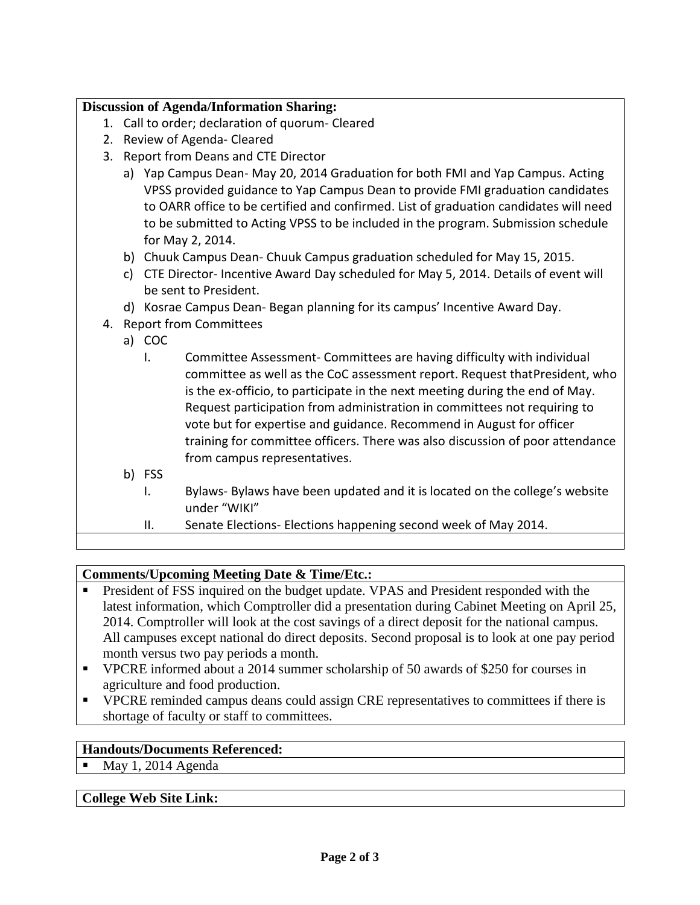**Discussion of Agenda/Information Sharing:**

1. Call to order; declaration of quorum- Cleared
2. Review of Agenda- Cleared
3. Report from Deans and CTE Director
   a) Yap Campus Dean- May 20, 2014 Graduation for both FMI and Yap Campus. Acting VPSS provided guidance to Yap Campus Dean to provide FMI graduation candidates to OARR office to be certified and confirmed. List of graduation candidates will need to be submitted to Acting VPSS to be included in the program. Submission schedule for May 2, 2014.
   b) Chuuk Campus Dean- Chuuk Campus graduation scheduled for May 15, 2015.
   c) CTE Director- Incentive Award Day scheduled for May 5, 2014. Details of event will be sent to President.
   d) Kosrae Campus Dean- Began planning for its campus' Incentive Award Day.
4. Report from Committees
   a) COC
      I. Committee Assessment- Committees are having difficulty with individual committee as well as the CoC assessment report. Request thatPresident, who is the ex-officio, to participate in the next meeting during the end of May. Request participation from administration in committees not requiring to vote but for expertise and guidance. Recommend in August for officer training for committee officers. There was also discussion of poor attendance from campus representatives.
   b) FSS
      I. Bylaws- Bylaws have been updated and it is located on the college's website under "WIKI"
      II. Senate Elections- Elections happening second week of May 2014.

**Comments/Upcoming Meeting Date & Time/Etc.:**

- President of FSS inquired on the budget update. VPAS and President responded with the latest information, which Comptroller did a presentation during Cabinet Meeting on April 25, 2014. Comptroller will look at the cost savings of a direct deposit for the national campus. All campuses except national do direct deposits. Second proposal is to look at one pay period month versus two pay periods a month.
- VPCRE informed about a 2014 summer scholarship of 50 awards of $250 for courses in agriculture and food production.
- VPCRE reminded campus deans could assign CRE representatives to committees if there is shortage of faculty or staff to committees.

**Handouts/Documents Referenced:**

- May 1, 2014 Agenda

**College Web Site Link:**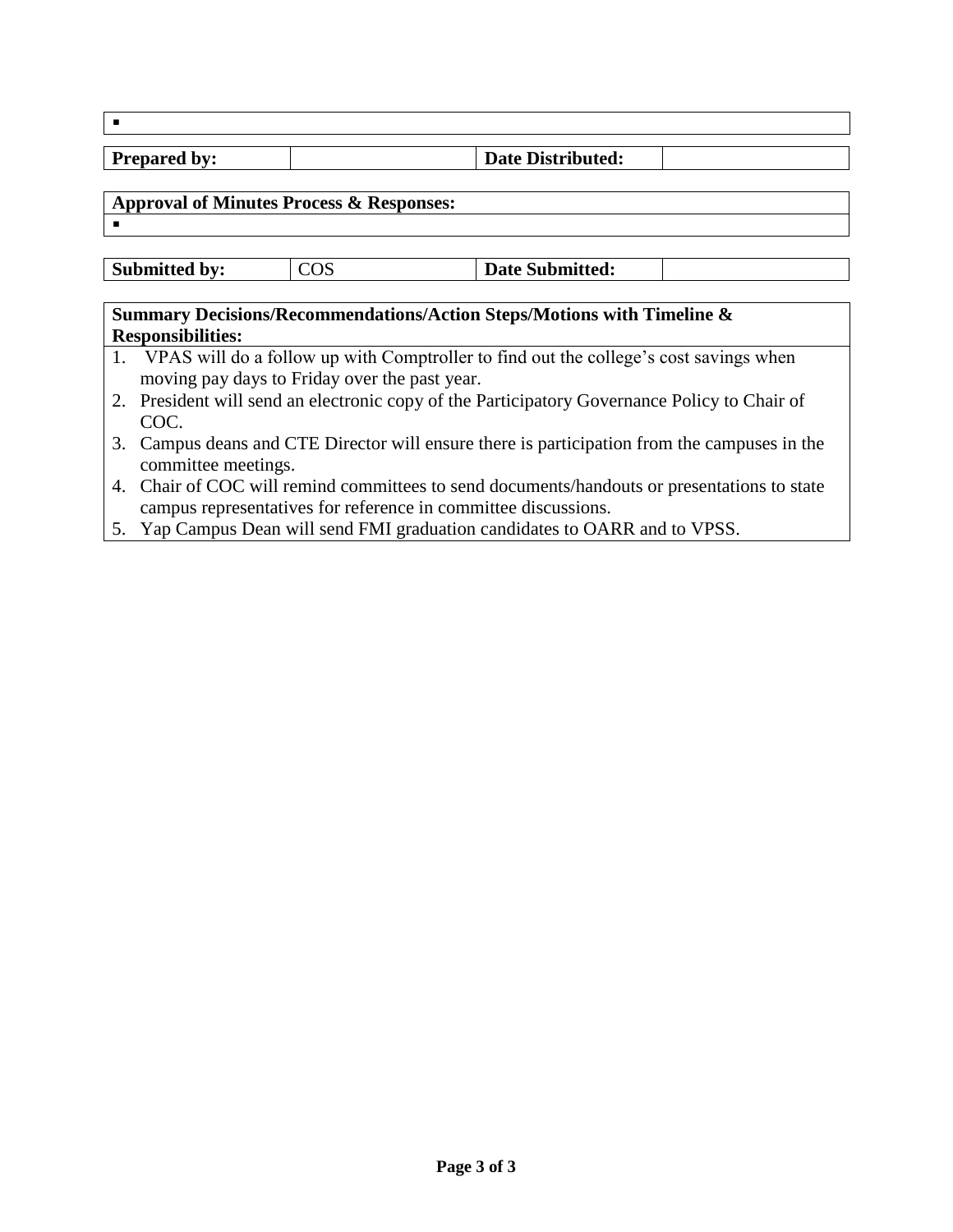| ▪ |
| --- |

| Prepared by: | | Date Distributed: | |
| --- | --- | --- | --- |

| Approval of Minutes Process & Responses: |
| --- |
| ▪ |

| Submitted by: | COS | Date Submitted: | |
| --- | --- | --- | --- |

**Summary Decisions/Recommendations/Action Steps/Motions with Timeline & Responsibilities:**

1. VPAS will do a follow up with Comptroller to find out the college's cost savings when moving pay days to Friday over the past year.
2. President will send an electronic copy of the Participatory Governance Policy to Chair of COC.
3. Campus deans and CTE Director will ensure there is participation from the campuses in the committee meetings.
4. Chair of COC will remind committees to send documents/handouts or presentations to state campus representatives for reference in committee discussions.
5. Yap Campus Dean will send FMI graduation candidates to OARR and to VPSS.